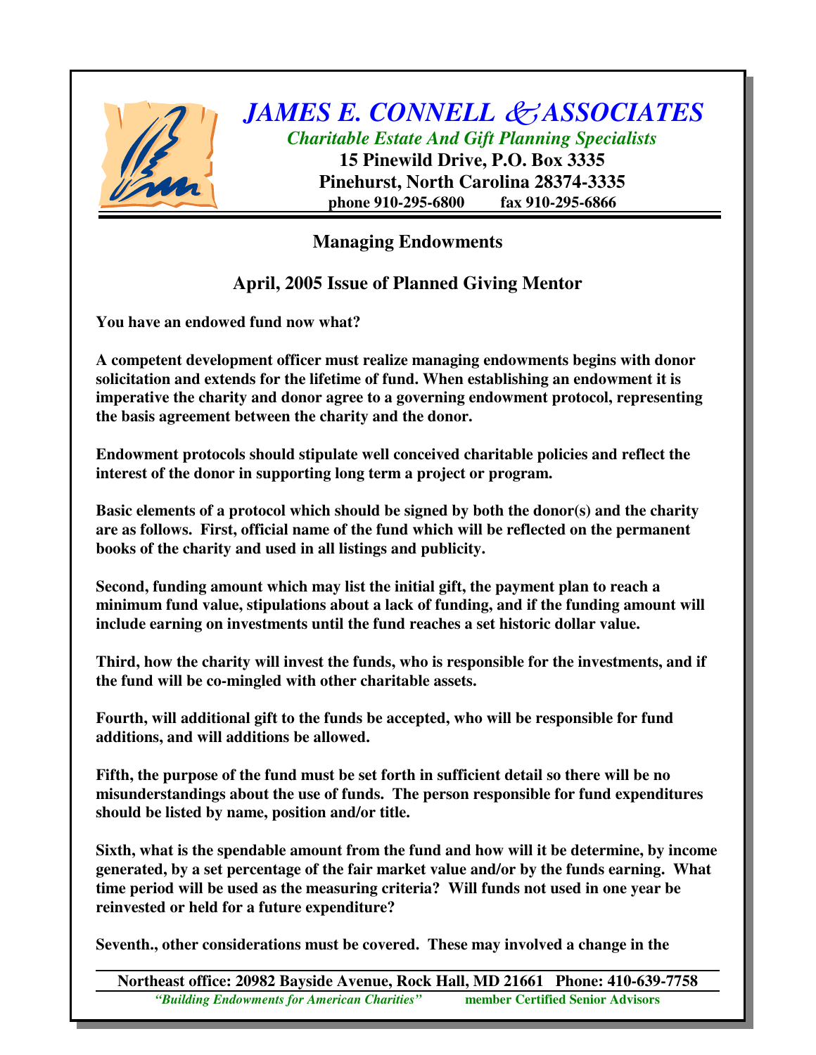# JAMES E. CONNELL & ASSOCIATES

*Charitable Estate And Gift Planning Specialists*

**15 Pinewild Drive, P.O. Box 3335**
**Pinehurst, North Carolina 28374-3335**
**phone 910-295-6800 fax 910-295-6866**

## Managing Endowments

## April, 2005 Issue of Planned Giving Mentor

**You have an endowed fund now what?**

**A competent development officer must realize managing endowments begins with donor solicitation and extends for the lifetime of fund. When establishing an endowment it is imperative the charity and donor agree to a governing endowment protocol, representing the basis agreement between the charity and the donor.**

**Endowment protocols should stipulate well conceived charitable policies and reflect the interest of the donor in supporting long term a project or program.**

**Basic elements of a protocol which should be signed by both the donor(s) and the charity are as follows. First, official name of the fund which will be reflected on the permanent books of the charity and used in all listings and publicity.**

**Second, funding amount which may list the initial gift, the payment plan to reach a minimum fund value, stipulations about a lack of funding, and if the funding amount will include earning on investments until the fund reaches a set historic dollar value.**

**Third, how the charity will invest the funds, who is responsible for the investments, and if the fund will be co-mingled with other charitable assets.**

**Fourth, will additional gift to the funds be accepted, who will be responsible for fund additions, and will additions be allowed.**

**Fifth, the purpose of the fund must be set forth in sufficient detail so there will be no misunderstandings about the use of funds. The person responsible for fund expenditures should be listed by name, position and/or title.**

**Sixth, what is the spendable amount from the fund and how will it be determine, by income generated, by a set percentage of the fair market value and/or by the funds earning. What time period will be used as the measuring criteria? Will funds not used in one year be reinvested or held for a future expenditure?**

**Seventh., other considerations must be covered. These may involved a change in the**

**Northeast office: 20982 Bayside Avenue, Rock Hall, MD 21661 Phone: 410-639-7758**
*"Building Endowments for American Charities"* member Certified Senior Advisors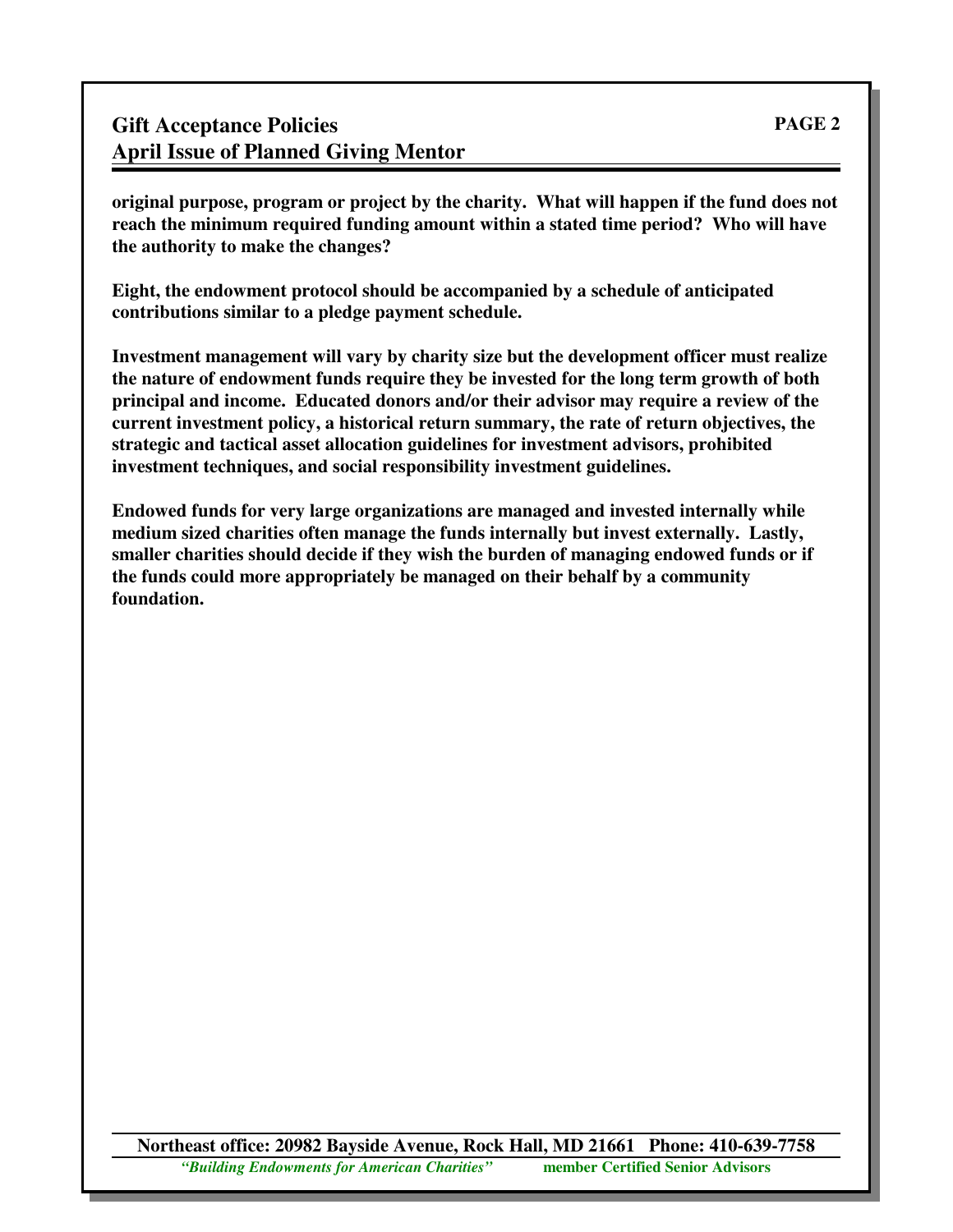original purpose, program or project by the charity. What will happen if the fund does not reach the minimum required funding amount within a stated time period? Who will have the authority to make the changes?

Eight, the endowment protocol should be accompanied by a schedule of anticipated contributions similar to a pledge payment schedule.

Investment management will vary by charity size but the development officer must realize the nature of endowment funds require they be invested for the long term growth of both principal and income. Educated donors and/or their advisor may require a review of the current investment policy, a historical return summary, the rate of return objectives, the strategic and tactical asset allocation guidelines for investment advisors, prohibited investment techniques, and social responsibility investment guidelines.

Endowed funds for very large organizations are managed and invested internally while medium sized charities often manage the funds internally but invest externally. Lastly, smaller charities should decide if they wish the burden of managing endowed funds or if the funds could more appropriately be managed on their behalf by a community foundation.